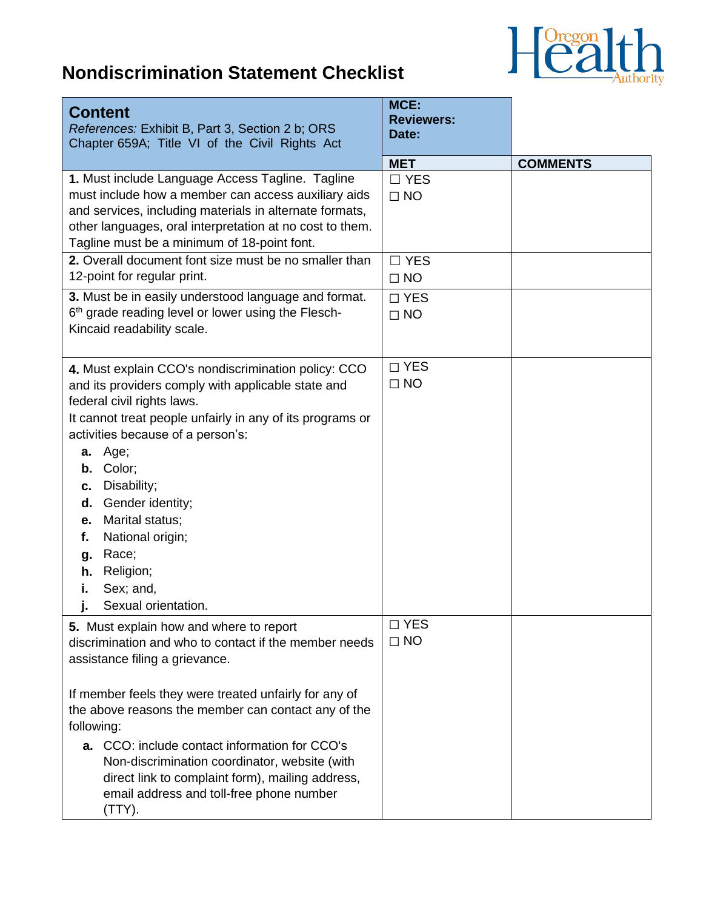# Nondiscrimination Statement Checklist

| **Content**<br>*References:* Exhibit B, Part 3, Section 2 b; ORS Chapter 659A; Title VI of the Civil Rights Act | **MCE:**<br>**Reviewers:**<br>**Date:** | |
|---|---|---|
| | **MET** | **COMMENTS** |
| **1.** Must include Language Access Tagline. Tagline must include how a member can access auxiliary aids and services, including materials in alternate formats, other languages, oral interpretation at no cost to them. Tagline must be a minimum of 18-point font. | ☐ YES<br>☐ NO | |
| **2.** Overall document font size must be no smaller than 12-point for regular print. | ☐ YES<br>☐ NO | |
| **3.** Must be in easily understood language and format. 6th grade reading level or lower using the Flesch-Kincaid readability scale. | ☐ YES<br>☐ NO | |
| **4.** Must explain CCO's nondiscrimination policy: CCO and its providers comply with applicable state and federal civil rights laws.<br>It cannot treat people unfairly in any of its programs or activities because of a person's:<br>**a.** Age;<br>**b.** Color;<br>**c.** Disability;<br>**d.** Gender identity;<br>**e.** Marital status;<br>**f.** National origin;<br>**g.** Race;<br>**h.** Religion;<br>**i.** Sex; and,<br>**j.** Sexual orientation. | ☐ YES<br>☐ NO | |
| **5.** Must explain how and where to report discrimination and who to contact if the member needs assistance filing a grievance.<br><br>If member feels they were treated unfairly for any of the above reasons the member can contact any of the following:<br>**a.** CCO: include contact information for CCO's Non-discrimination coordinator, website (with direct link to complaint form), mailing address, email address and toll-free phone number (TTY). | ☐ YES<br>☐ NO | |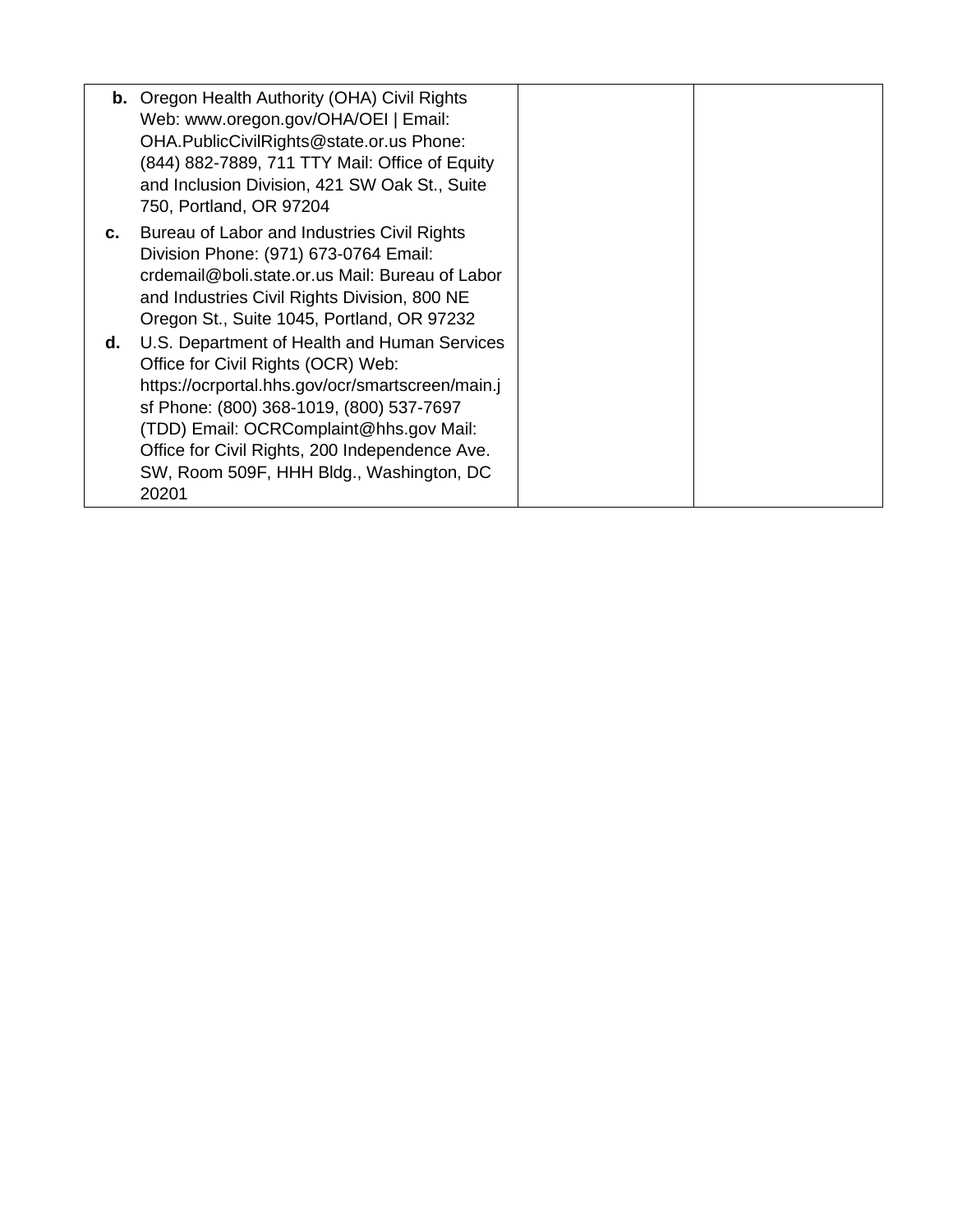| | | |
|---|---|---|
| **b.** Oregon Health Authority (OHA) Civil Rights Web: www.oregon.gov/OHA/OEI \| Email: OHA.PublicCivilRights@state.or.us Phone: (844) 882-7889, 711 TTY Mail: Office of Equity and Inclusion Division, 421 SW Oak St., Suite 750, Portland, OR 97204<br>**c.** Bureau of Labor and Industries Civil Rights Division Phone: (971) 673-0764 Email: crdemail@boli.state.or.us Mail: Bureau of Labor and Industries Civil Rights Division, 800 NE Oregon St., Suite 1045, Portland, OR 97232<br>**d.** U.S. Department of Health and Human Services Office for Civil Rights (OCR) Web: https://ocrportal.hhs.gov/ocr/smartscreen/main.jsf Phone: (800) 368-1019, (800) 537-7697 (TDD) Email: OCRComplaint@hhs.gov Mail: Office for Civil Rights, 200 Independence Ave. SW, Room 509F, HHH Bldg., Washington, DC 20201 | | |